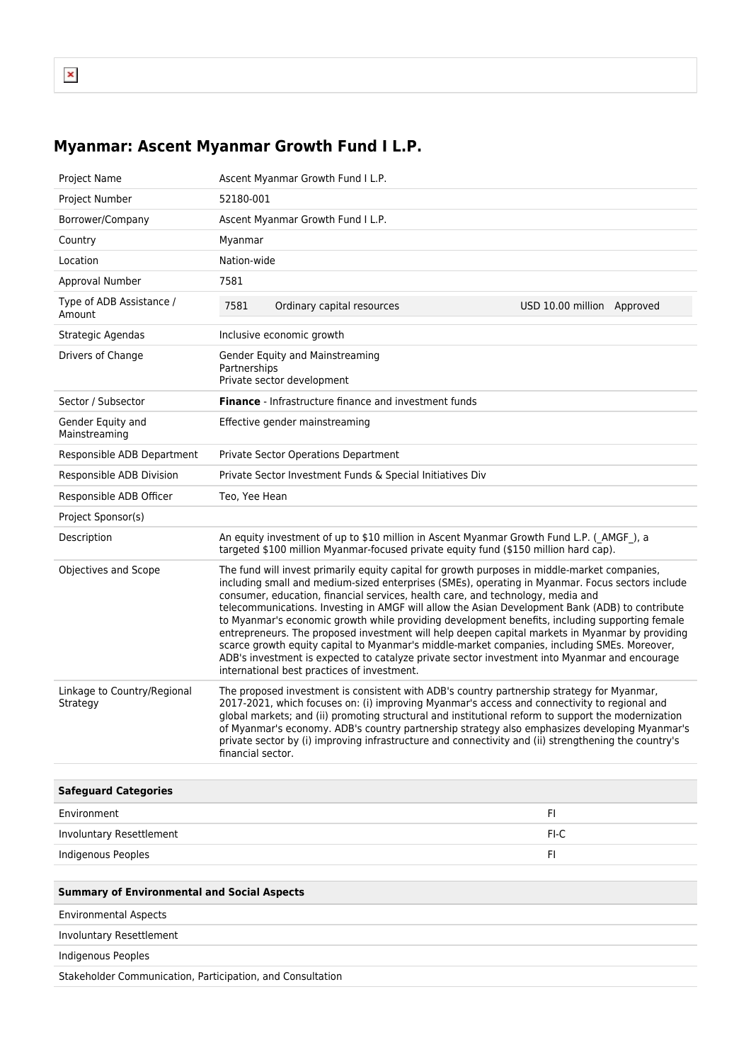# Myanmar: Ascent Myanmar Growth Fund I L.P.

| | |
|---|---|
| Project Name | Ascent Myanmar Growth Fund I L.P. |
| Project Number | 52180-001 |
| Borrower/Company | Ascent Myanmar Growth Fund I L.P. |
| Country | Myanmar |
| Location | Nation-wide |
| Approval Number | 7581 |
| Type of ADB Assistance / Amount | 7581 Ordinary capital resources USD 10.00 million Approved |
| Strategic Agendas | Inclusive economic growth |
| Drivers of Change | Gender Equity and Mainstreaming<br>Partnerships<br>Private sector development |
| Sector / Subsector | **Finance** - Infrastructure finance and investment funds |
| Gender Equity and Mainstreaming | Effective gender mainstreaming |
| Responsible ADB Department | Private Sector Operations Department |
| Responsible ADB Division | Private Sector Investment Funds & Special Initiatives Div |
| Responsible ADB Officer | Teo, Yee Hean |
| Project Sponsor(s) | |
| Description | An equity investment of up to $10 million in Ascent Myanmar Growth Fund L.P. (_AMGF_), a targeted $100 million Myanmar-focused private equity fund ($150 million hard cap). |
| Objectives and Scope | The fund will invest primarily equity capital for growth purposes in middle-market companies, including small and medium-sized enterprises (SMEs), operating in Myanmar. Focus sectors include consumer, education, financial services, health care, and technology, media and telecommunications. Investing in AMGF will allow the Asian Development Bank (ADB) to contribute to Myanmar's economic growth while providing development benefits, including supporting female entrepreneurs. The proposed investment will help deepen capital markets in Myanmar by providing scarce growth equity capital to Myanmar's middle-market companies, including SMEs. Moreover, ADB's investment is expected to catalyze private sector investment into Myanmar and encourage international best practices of investment. |
| Linkage to Country/Regional Strategy | The proposed investment is consistent with ADB's country partnership strategy for Myanmar, 2017-2021, which focuses on: (i) improving Myanmar's access and connectivity to regional and global markets; and (ii) promoting structural and institutional reform to support the modernization of Myanmar's economy. ADB's country partnership strategy also emphasizes developing Myanmar's private sector by (i) improving infrastructure and connectivity and (ii) strengthening the country's financial sector. |

| **Safeguard Categories** | |
|---|---|
| Environment | FI |
| Involuntary Resettlement | FI-C |
| Indigenous Peoples | FI |

| **Summary of Environmental and Social Aspects** |
|---|
| Environmental Aspects |
| Involuntary Resettlement |
| Indigenous Peoples |
| Stakeholder Communication, Participation, and Consultation |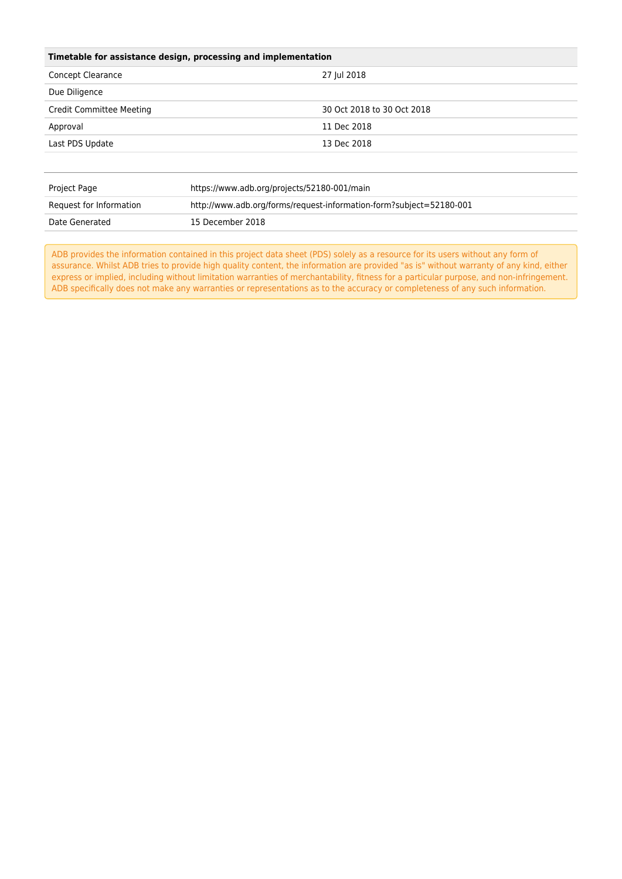| Timetable for assistance design, processing and implementation | |
|---|---|
| Concept Clearance | 27 Jul 2018 |
| Due Diligence | |
| Credit Committee Meeting | 30 Oct 2018 to 30 Oct 2018 |
| Approval | 11 Dec 2018 |
| Last PDS Update | 13 Dec 2018 |

| | |
|---|---|
| Project Page | https://www.adb.org/projects/52180-001/main |
| Request for Information | http://www.adb.org/forms/request-information-form?subject=52180-001 |
| Date Generated | 15 December 2018 |

ADB provides the information contained in this project data sheet (PDS) solely as a resource for its users without any form of assurance. Whilst ADB tries to provide high quality content, the information are provided "as is" without warranty of any kind, either express or implied, including without limitation warranties of merchantability, fitness for a particular purpose, and non-infringement. ADB specifically does not make any warranties or representations as to the accuracy or completeness of any such information.